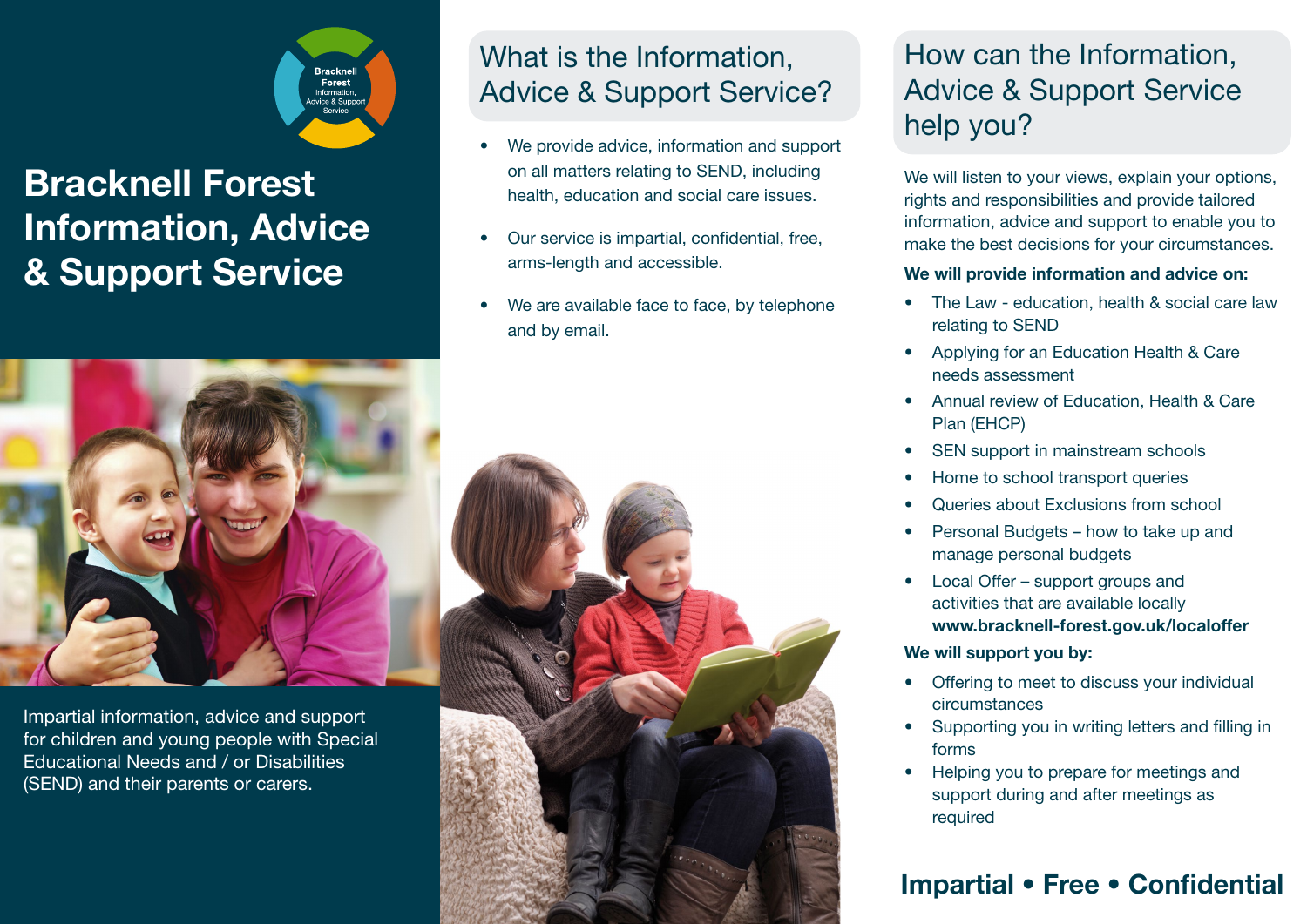Bracknell Forest Information, Advice & Support Service

# Bracknell Forest Information, Advice & Support Service

Impartial information, advice and support for children and young people with Special Educational Needs and / or Disabilities (SEND) and their parents or carers.

## What is the Information, Advice & Support Service?

- We provide advice, information and support on all matters relating to SEND, including health, education and social care issues.
- Our service is impartial, confidential, free, arms-length and accessible.
- We are available face to face, by telephone and by email.

## How can the Information, Advice & Support Service help you?

We will listen to your views, explain your options, rights and responsibilities and provide tailored information, advice and support to enable you to make the best decisions for your circumstances.

**We will provide information and advice on:**

- The Law - education, health & social care law relating to SEND
- Applying for an Education Health & Care needs assessment
- Annual review of Education, Health & Care Plan (EHCP)
- SEN support in mainstream schools
- Home to school transport queries
- Queries about Exclusions from school
- Personal Budgets – how to take up and manage personal budgets
- Local Offer – support groups and activities that are available locally **www.bracknell-forest.gov.uk/localoffer**

**We will support you by:**

- Offering to meet to discuss your individual circumstances
- Supporting you in writing letters and filling in forms
- Helping you to prepare for meetings and support during and after meetings as required

**Impartial • Free • Confidential**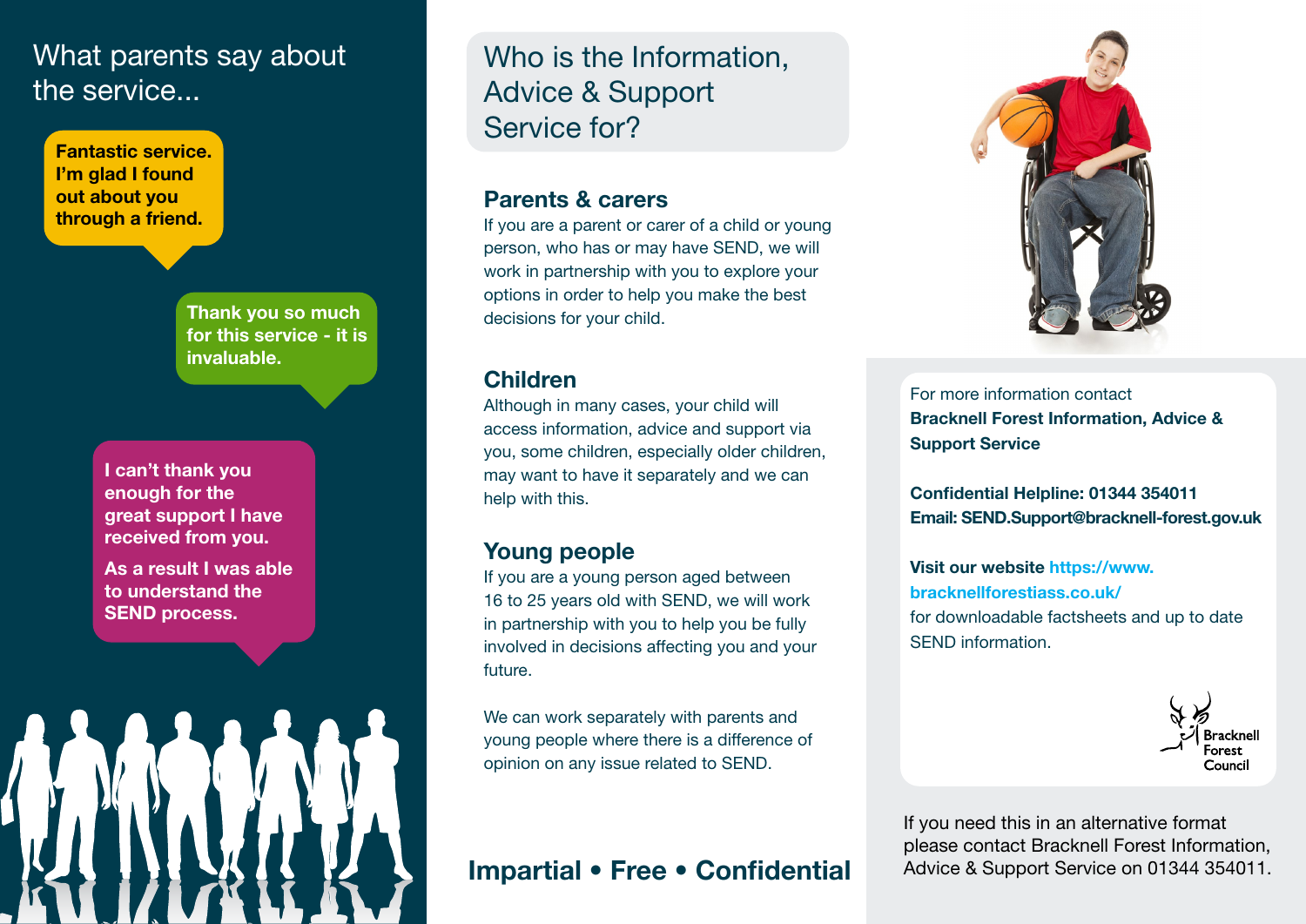## What parents say about the service...

Fantastic service. I'm glad I found out about you through a friend.

Thank you so much for this service - it is invaluable.

I can't thank you enough for the great support I have received from you.

As a result I was able to understand the SEND process.

## Who is the Information, Advice & Support Service for?

### Parents & carers

If you are a parent or carer of a child or young person, who has or may have SEND, we will work in partnership with you to explore your options in order to help you make the best decisions for your child.

### Children

Although in many cases, your child will access information, advice and support via you, some children, especially older children, may want to have it separately and we can help with this.

### Young people

If you are a young person aged between 16 to 25 years old with SEND, we will work in partnership with you to help you be fully involved in decisions affecting you and your future.

We can work separately with parents and young people where there is a difference of opinion on any issue related to SEND.

**Impartial • Free • Confidential**

For more information contact
**Bracknell Forest Information, Advice & Support Service**

**Confidential Helpline: 01344 354011**
**Email: SEND.Support@bracknell-forest.gov.uk**

**Visit our website https://www.bracknellforestiass.co.uk/**
for downloadable factsheets and up to date SEND information.

Bracknell Forest Council

If you need this in an alternative format please contact Bracknell Forest Information, Advice & Support Service on 01344 354011.